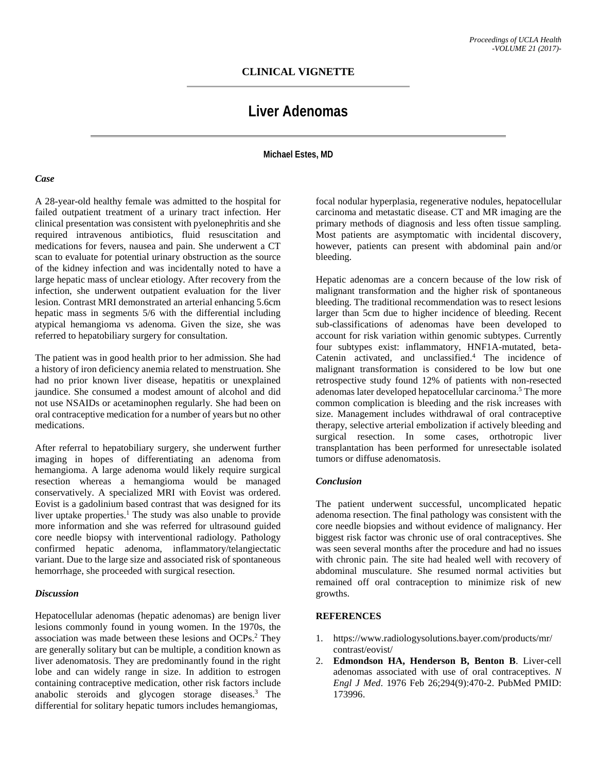## CLINICAL VIGNETTE

# Liver Adenomas

**Michael Estes, MD**

### *Case*

A 28-year-old healthy female was admitted to the hospital for failed outpatient treatment of a urinary tract infection. Her clinical presentation was consistent with pyelonephritis and she required intravenous antibiotics, fluid resuscitation and medications for fevers, nausea and pain. She underwent a CT scan to evaluate for potential urinary obstruction as the source of the kidney infection and was incidentally noted to have a large hepatic mass of unclear etiology. After recovery from the infection, she underwent outpatient evaluation for the liver lesion. Contrast MRI demonstrated an arterial enhancing 5.6cm hepatic mass in segments 5/6 with the differential including atypical hemangioma vs adenoma. Given the size, she was referred to hepatobiliary surgery for consultation.

The patient was in good health prior to her admission. She had a history of iron deficiency anemia related to menstruation. She had no prior known liver disease, hepatitis or unexplained jaundice. She consumed a modest amount of alcohol and did not use NSAIDs or acetaminophen regularly. She had been on oral contraceptive medication for a number of years but no other medications.

After referral to hepatobiliary surgery, she underwent further imaging in hopes of differentiating an adenoma from hemangioma. A large adenoma would likely require surgical resection whereas a hemangioma would be managed conservatively. A specialized MRI with Eovist was ordered. Eovist is a gadolinium based contrast that was designed for its liver uptake properties.[1] The study was also unable to provide more information and she was referred for ultrasound guided core needle biopsy with interventional radiology. Pathology confirmed hepatic adenoma, inflammatory/telangiectatic variant. Due to the large size and associated risk of spontaneous hemorrhage, she proceeded with surgical resection.

### *Discussion*

Hepatocellular adenomas (hepatic adenomas) are benign liver lesions commonly found in young women. In the 1970s, the association was made between these lesions and OCPs.[2] They are generally solitary but can be multiple, a condition known as liver adenomatosis. They are predominantly found in the right lobe and can widely range in size. In addition to estrogen containing contraceptive medication, other risk factors include anabolic steroids and glycogen storage diseases.[3] The differential for solitary hepatic tumors includes hemangiomas, focal nodular hyperplasia, regenerative nodules, hepatocellular carcinoma and metastatic disease. CT and MR imaging are the primary methods of diagnosis and less often tissue sampling. Most patients are asymptomatic with incidental discovery, however, patients can present with abdominal pain and/or bleeding.

Hepatic adenomas are a concern because of the low risk of malignant transformation and the higher risk of spontaneous bleeding. The traditional recommendation was to resect lesions larger than 5cm due to higher incidence of bleeding. Recent sub-classifications of adenomas have been developed to account for risk variation within genomic subtypes. Currently four subtypes exist: inflammatory, HNF1A-mutated, beta-Catenin activated, and unclassified.[4] The incidence of malignant transformation is considered to be low but one retrospective study found 12% of patients with non-resected adenomas later developed hepatocellular carcinoma.[5] The more common complication is bleeding and the risk increases with size. Management includes withdrawal of oral contraceptive therapy, selective arterial embolization if actively bleeding and surgical resection. In some cases, orthotropic liver transplantation has been performed for unresectable isolated tumors or diffuse adenomatosis.

### *Conclusion*

The patient underwent successful, uncomplicated hepatic adenoma resection. The final pathology was consistent with the core needle biopsies and without evidence of malignancy. Her biggest risk factor was chronic use of oral contraceptives. She was seen several months after the procedure and had no issues with chronic pain. The site had healed well with recovery of abdominal musculature. She resumed normal activities but remained off oral contraception to minimize risk of new growths.

### REFERENCES

1. https://www.radiologysolutions.bayer.com/products/mr/contrast/eovist/
2. **Edmondson HA, Henderson B, Benton B**. Liver-cell adenomas associated with use of oral contraceptives. *N Engl J Med*. 1976 Feb 26;294(9):470-2. PubMed PMID: 173996.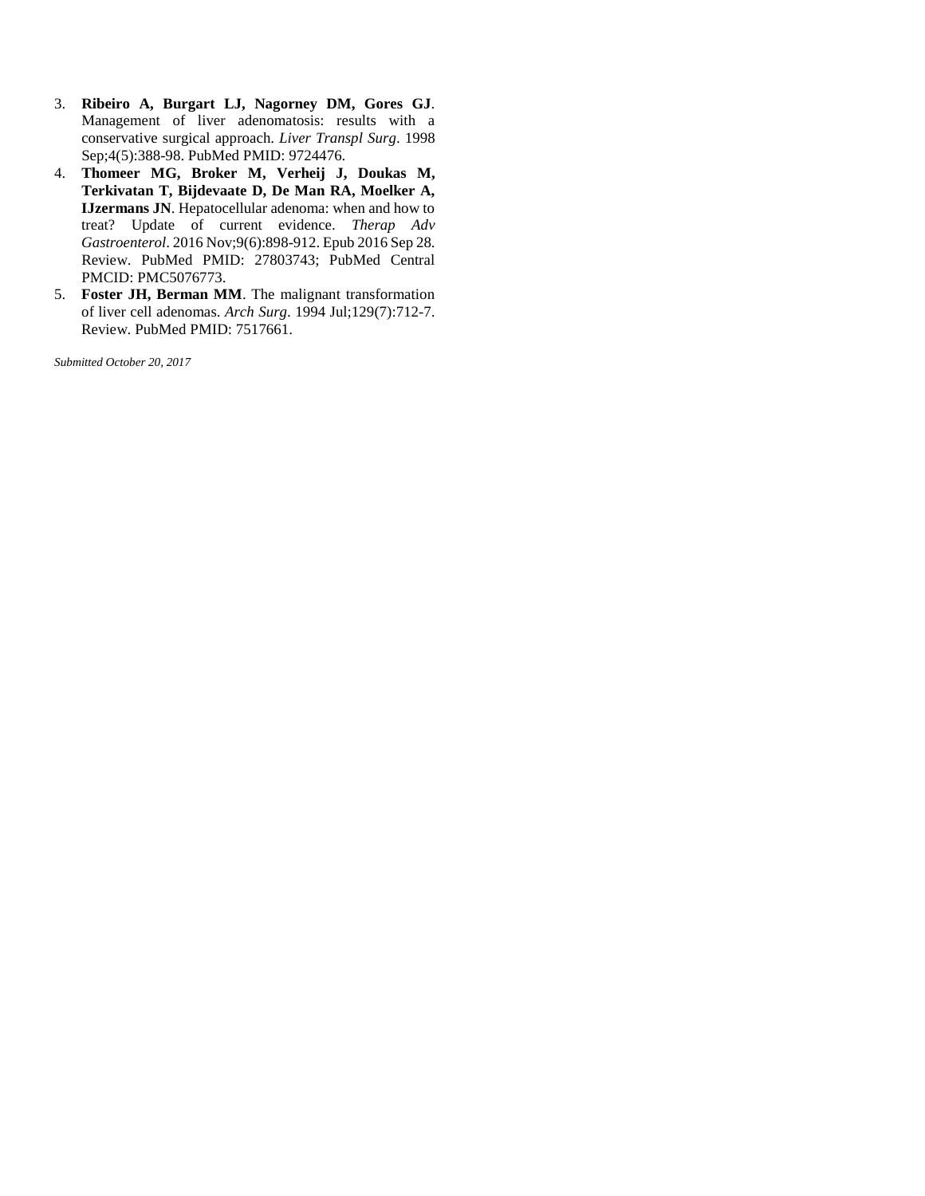3. **Ribeiro A, Burgart LJ, Nagorney DM, Gores GJ**. Management of liver adenomatosis: results with a conservative surgical approach. *Liver Transpl Surg*. 1998 Sep;4(5):388-98. PubMed PMID: 9724476.
4. **Thomeer MG, Broker M, Verheij J, Doukas M, Terkivatan T, Bijdevaate D, De Man RA, Moelker A, IJzermans JN**. Hepatocellular adenoma: when and how to treat? Update of current evidence. *Therap Adv Gastroenterol*. 2016 Nov;9(6):898-912. Epub 2016 Sep 28. Review. PubMed PMID: 27803743; PubMed Central PMCID: PMC5076773.
5. **Foster JH, Berman MM**. The malignant transformation of liver cell adenomas. *Arch Surg*. 1994 Jul;129(7):712-7. Review. PubMed PMID: 7517661.

*Submitted October 20, 2017*